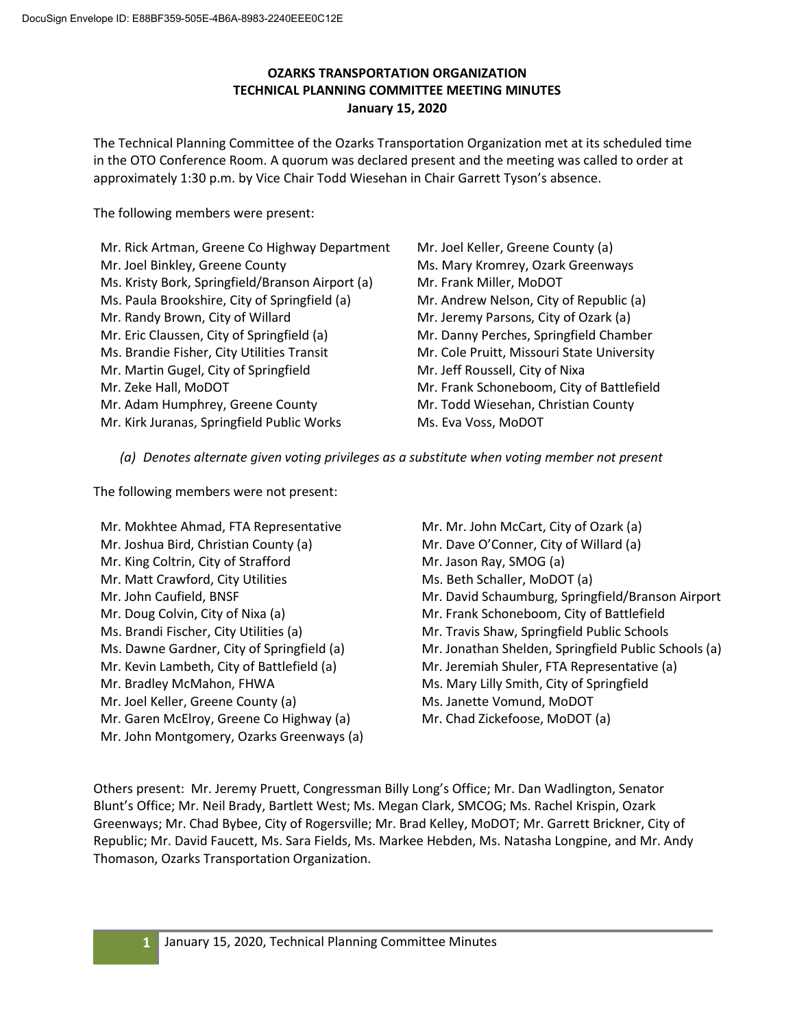DocuSign Envelope ID: E88BF359-505E-4B6A-8983-2240EEE0C12E

**OZARKS TRANSPORTATION ORGANIZATION**
**TECHNICAL PLANNING COMMITTEE MEETING MINUTES**
**January 15, 2020**

The Technical Planning Committee of the Ozarks Transportation Organization met at its scheduled time in the OTO Conference Room. A quorum was declared present and the meeting was called to order at approximately 1:30 p.m. by Vice Chair Todd Wiesehan in Chair Garrett Tyson's absence.

The following members were present:

- Mr. Rick Artman, Greene Co Highway Department
- Mr. Joel Binkley, Greene County
- Ms. Kristy Bork, Springfield/Branson Airport (a)
- Ms. Paula Brookshire, City of Springfield (a)
- Mr. Randy Brown, City of Willard
- Mr. Eric Claussen, City of Springfield (a)
- Ms. Brandie Fisher, City Utilities Transit
- Mr. Martin Gugel, City of Springfield
- Mr. Zeke Hall, MoDOT
- Mr. Adam Humphrey, Greene County
- Mr. Kirk Juranas, Springfield Public Works
- Mr. Joel Keller, Greene County (a)
- Ms. Mary Kromrey, Ozark Greenways
- Mr. Frank Miller, MoDOT
- Mr. Andrew Nelson, City of Republic (a)
- Mr. Jeremy Parsons, City of Ozark (a)
- Mr. Danny Perches, Springfield Chamber
- Mr. Cole Pruitt, Missouri State University
- Mr. Jeff Roussell, City of Nixa
- Mr. Frank Schoneboom, City of Battlefield
- Mr. Todd Wiesehan, Christian County
- Ms. Eva Voss, MoDOT

*(a) Denotes alternate given voting privileges as a substitute when voting member not present*

The following members were not present:

- Mr. Mokhtee Ahmad, FTA Representative
- Mr. Joshua Bird, Christian County (a)
- Mr. King Coltrin, City of Strafford
- Mr. Matt Crawford, City Utilities
- Mr. John Caufield, BNSF
- Mr. Doug Colvin, City of Nixa (a)
- Ms. Brandi Fischer, City Utilities (a)
- Ms. Dawne Gardner, City of Springfield (a)
- Mr. Kevin Lambeth, City of Battlefield (a)
- Mr. Bradley McMahon, FHWA
- Mr. Joel Keller, Greene County (a)
- Mr. Garen McElroy, Greene Co Highway (a)
- Mr. John Montgomery, Ozarks Greenways (a)
- Mr. Mr. John McCart, City of Ozark (a)
- Mr. Dave O'Conner, City of Willard (a)
- Mr. Jason Ray, SMOG (a)
- Ms. Beth Schaller, MoDOT (a)
- Mr. David Schaumburg, Springfield/Branson Airport
- Mr. Frank Schoneboom, City of Battlefield
- Mr. Travis Shaw, Springfield Public Schools
- Mr. Jonathan Shelden, Springfield Public Schools (a)
- Mr. Jeremiah Shuler, FTA Representative (a)
- Ms. Mary Lilly Smith, City of Springfield
- Ms. Janette Vomund, MoDOT
- Mr. Chad Zickefoose, MoDOT (a)

Others present: Mr. Jeremy Pruett, Congressman Billy Long's Office; Mr. Dan Wadlington, Senator Blunt's Office; Mr. Neil Brady, Bartlett West; Ms. Megan Clark, SMCOG; Ms. Rachel Krispin, Ozark Greenways; Mr. Chad Bybee, City of Rogersville; Mr. Brad Kelley, MoDOT; Mr. Garrett Brickner, City of Republic; Mr. David Faucett, Ms. Sara Fields, Ms. Markee Hebden, Ms. Natasha Longpine, and Mr. Andy Thomason, Ozarks Transportation Organization.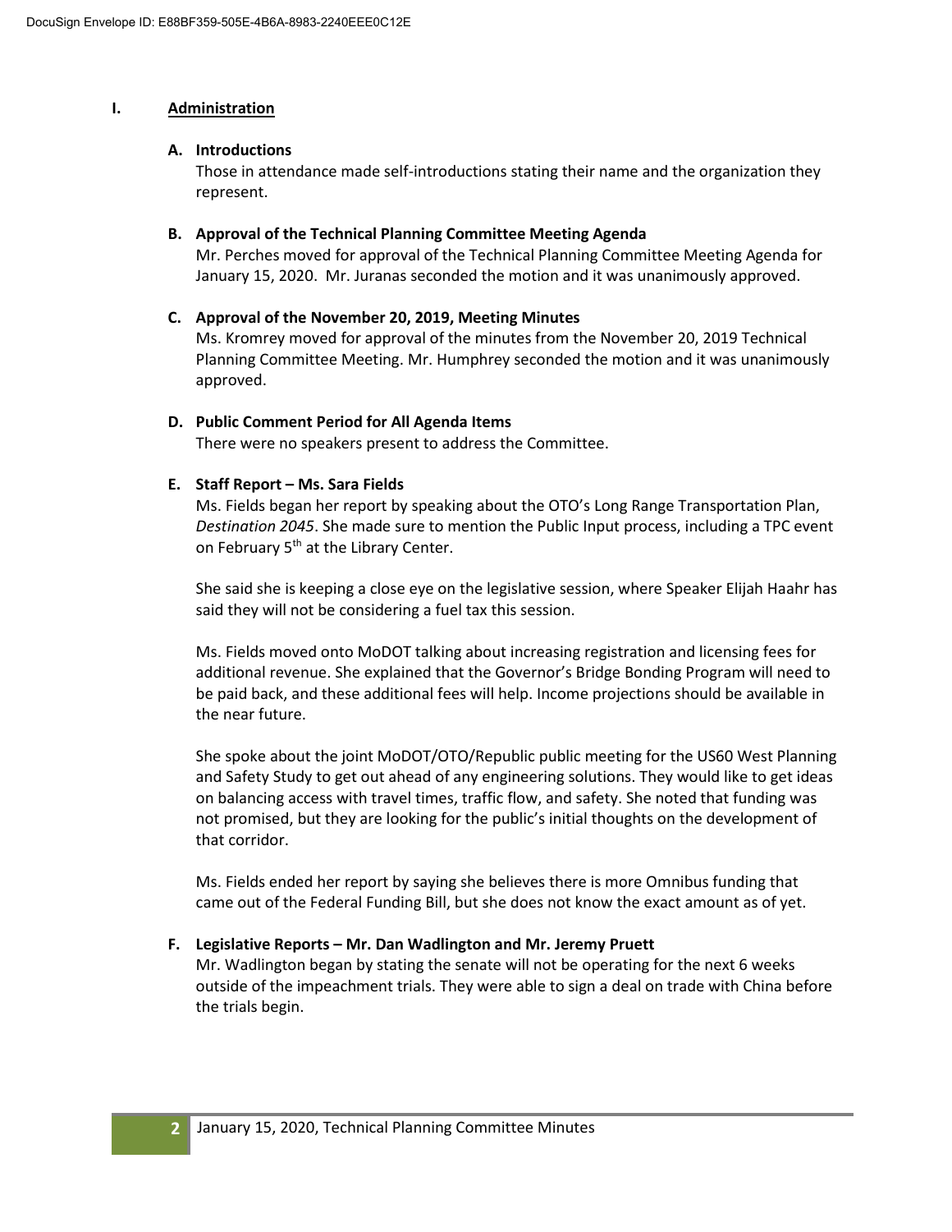## I. Administration

### A. Introductions

Those in attendance made self-introductions stating their name and the organization they represent.

### B. Approval of the Technical Planning Committee Meeting Agenda

Mr. Perches moved for approval of the Technical Planning Committee Meeting Agenda for January 15, 2020. Mr. Juranas seconded the motion and it was unanimously approved.

### C. Approval of the November 20, 2019, Meeting Minutes

Ms. Kromrey moved for approval of the minutes from the November 20, 2019 Technical Planning Committee Meeting. Mr. Humphrey seconded the motion and it was unanimously approved.

### D. Public Comment Period for All Agenda Items

There were no speakers present to address the Committee.

### E. Staff Report – Ms. Sara Fields

Ms. Fields began her report by speaking about the OTO's Long Range Transportation Plan, *Destination 2045*. She made sure to mention the Public Input process, including a TPC event on February 5th at the Library Center.

She said she is keeping a close eye on the legislative session, where Speaker Elijah Haahr has said they will not be considering a fuel tax this session.

Ms. Fields moved onto MoDOT talking about increasing registration and licensing fees for additional revenue. She explained that the Governor's Bridge Bonding Program will need to be paid back, and these additional fees will help. Income projections should be available in the near future.

She spoke about the joint MoDOT/OTO/Republic public meeting for the US60 West Planning and Safety Study to get out ahead of any engineering solutions. They would like to get ideas on balancing access with travel times, traffic flow, and safety. She noted that funding was not promised, but they are looking for the public's initial thoughts on the development of that corridor.

Ms. Fields ended her report by saying she believes there is more Omnibus funding that came out of the Federal Funding Bill, but she does not know the exact amount as of yet.

### F. Legislative Reports – Mr. Dan Wadlington and Mr. Jeremy Pruett

Mr. Wadlington began by stating the senate will not be operating for the next 6 weeks outside of the impeachment trials. They were able to sign a deal on trade with China before the trials begin.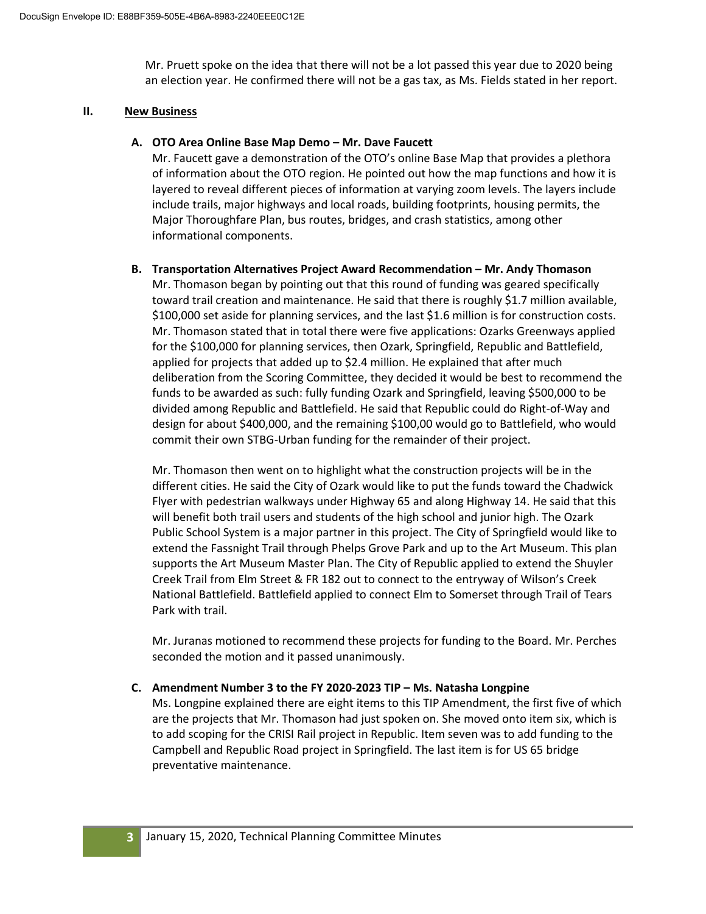Mr. Pruett spoke on the idea that there will not be a lot passed this year due to 2020 being an election year. He confirmed there will not be a gas tax, as Ms. Fields stated in her report.

## II. New Business

### A. OTO Area Online Base Map Demo – Mr. Dave Faucett

Mr. Faucett gave a demonstration of the OTO's online Base Map that provides a plethora of information about the OTO region. He pointed out how the map functions and how it is layered to reveal different pieces of information at varying zoom levels. The layers include include trails, major highways and local roads, building footprints, housing permits, the Major Thoroughfare Plan, bus routes, bridges, and crash statistics, among other informational components.

### B. Transportation Alternatives Project Award Recommendation – Mr. Andy Thomason

Mr. Thomason began by pointing out that this round of funding was geared specifically toward trail creation and maintenance. He said that there is roughly $1.7 million available, $100,000 set aside for planning services, and the last $1.6 million is for construction costs. Mr. Thomason stated that in total there were five applications: Ozarks Greenways applied for the $100,000 for planning services, then Ozark, Springfield, Republic and Battlefield, applied for projects that added up to $2.4 million. He explained that after much deliberation from the Scoring Committee, they decided it would be best to recommend the funds to be awarded as such: fully funding Ozark and Springfield, leaving $500,000 to be divided among Republic and Battlefield. He said that Republic could do Right-of-Way and design for about $400,000, and the remaining $100,00 would go to Battlefield, who would commit their own STBG-Urban funding for the remainder of their project.

Mr. Thomason then went on to highlight what the construction projects will be in the different cities. He said the City of Ozark would like to put the funds toward the Chadwick Flyer with pedestrian walkways under Highway 65 and along Highway 14. He said that this will benefit both trail users and students of the high school and junior high. The Ozark Public School System is a major partner in this project. The City of Springfield would like to extend the Fassnight Trail through Phelps Grove Park and up to the Art Museum. This plan supports the Art Museum Master Plan. The City of Republic applied to extend the Shuyler Creek Trail from Elm Street & FR 182 out to connect to the entryway of Wilson's Creek National Battlefield. Battlefield applied to connect Elm to Somerset through Trail of Tears Park with trail.

Mr. Juranas motioned to recommend these projects for funding to the Board. Mr. Perches seconded the motion and it passed unanimously.

### C. Amendment Number 3 to the FY 2020-2023 TIP – Ms. Natasha Longpine

Ms. Longpine explained there are eight items to this TIP Amendment, the first five of which are the projects that Mr. Thomason had just spoken on. She moved onto item six, which is to add scoping for the CRISI Rail project in Republic. Item seven was to add funding to the Campbell and Republic Road project in Springfield. The last item is for US 65 bridge preventative maintenance.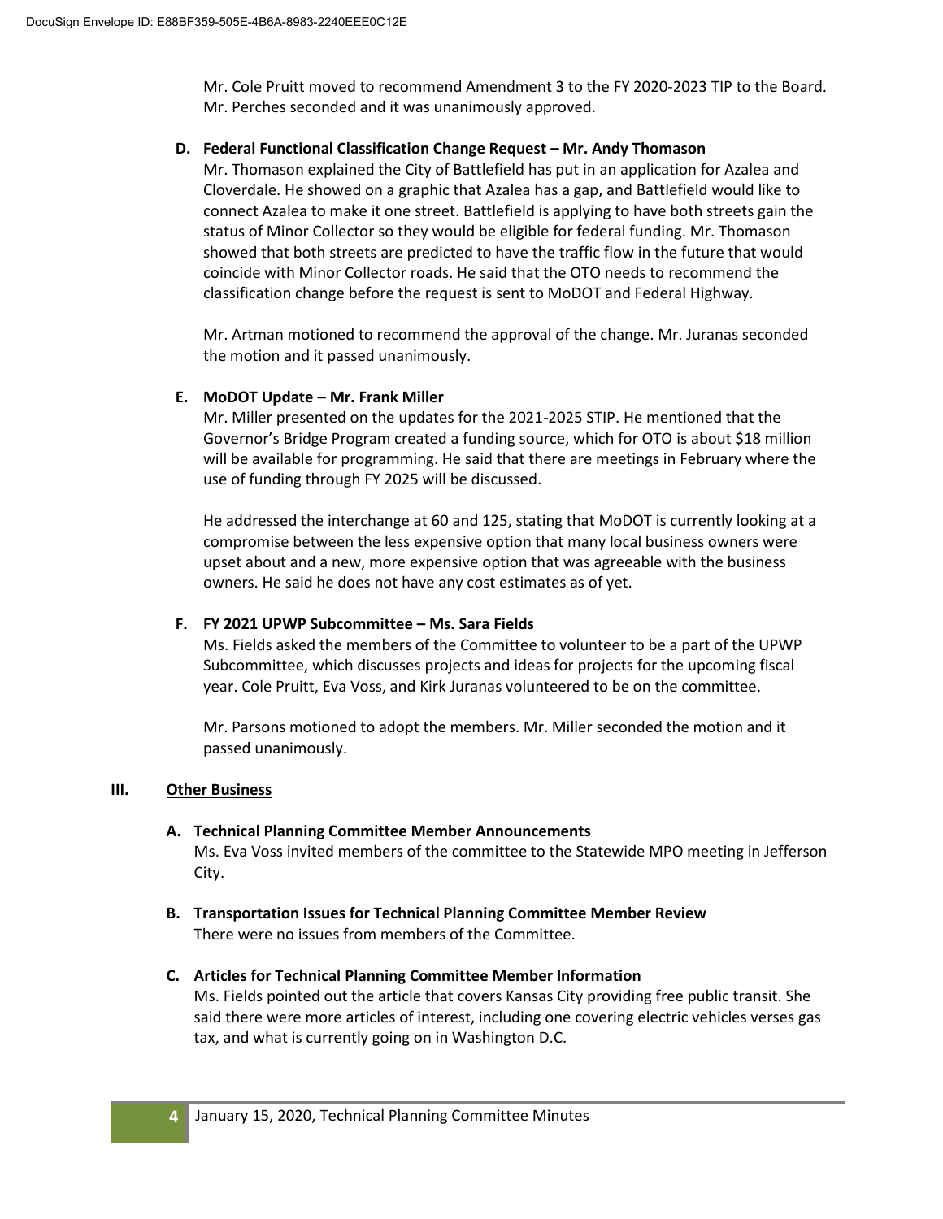Mr. Cole Pruitt moved to recommend Amendment 3 to the FY 2020-2023 TIP to the Board. Mr. Perches seconded and it was unanimously approved.

**D. Federal Functional Classification Change Request – Mr. Andy Thomason**

Mr. Thomason explained the City of Battlefield has put in an application for Azalea and Cloverdale. He showed on a graphic that Azalea has a gap, and Battlefield would like to connect Azalea to make it one street. Battlefield is applying to have both streets gain the status of Minor Collector so they would be eligible for federal funding. Mr. Thomason showed that both streets are predicted to have the traffic flow in the future that would coincide with Minor Collector roads. He said that the OTO needs to recommend the classification change before the request is sent to MoDOT and Federal Highway.

Mr. Artman motioned to recommend the approval of the change. Mr. Juranas seconded the motion and it passed unanimously.

**E. MoDOT Update – Mr. Frank Miller**

Mr. Miller presented on the updates for the 2021-2025 STIP. He mentioned that the Governor's Bridge Program created a funding source, which for OTO is about $18 million will be available for programming. He said that there are meetings in February where the use of funding through FY 2025 will be discussed.

He addressed the interchange at 60 and 125, stating that MoDOT is currently looking at a compromise between the less expensive option that many local business owners were upset about and a new, more expensive option that was agreeable with the business owners. He said he does not have any cost estimates as of yet.

**F. FY 2021 UPWP Subcommittee – Ms. Sara Fields**

Ms. Fields asked the members of the Committee to volunteer to be a part of the UPWP Subcommittee, which discusses projects and ideas for projects for the upcoming fiscal year. Cole Pruitt, Eva Voss, and Kirk Juranas volunteered to be on the committee.

Mr. Parsons motioned to adopt the members. Mr. Miller seconded the motion and it passed unanimously.

## III. Other Business

**A. Technical Planning Committee Member Announcements**

Ms. Eva Voss invited members of the committee to the Statewide MPO meeting in Jefferson City.

**B. Transportation Issues for Technical Planning Committee Member Review**

There were no issues from members of the Committee.

**C. Articles for Technical Planning Committee Member Information**

Ms. Fields pointed out the article that covers Kansas City providing free public transit. She said there were more articles of interest, including one covering electric vehicles verses gas tax, and what is currently going on in Washington D.C.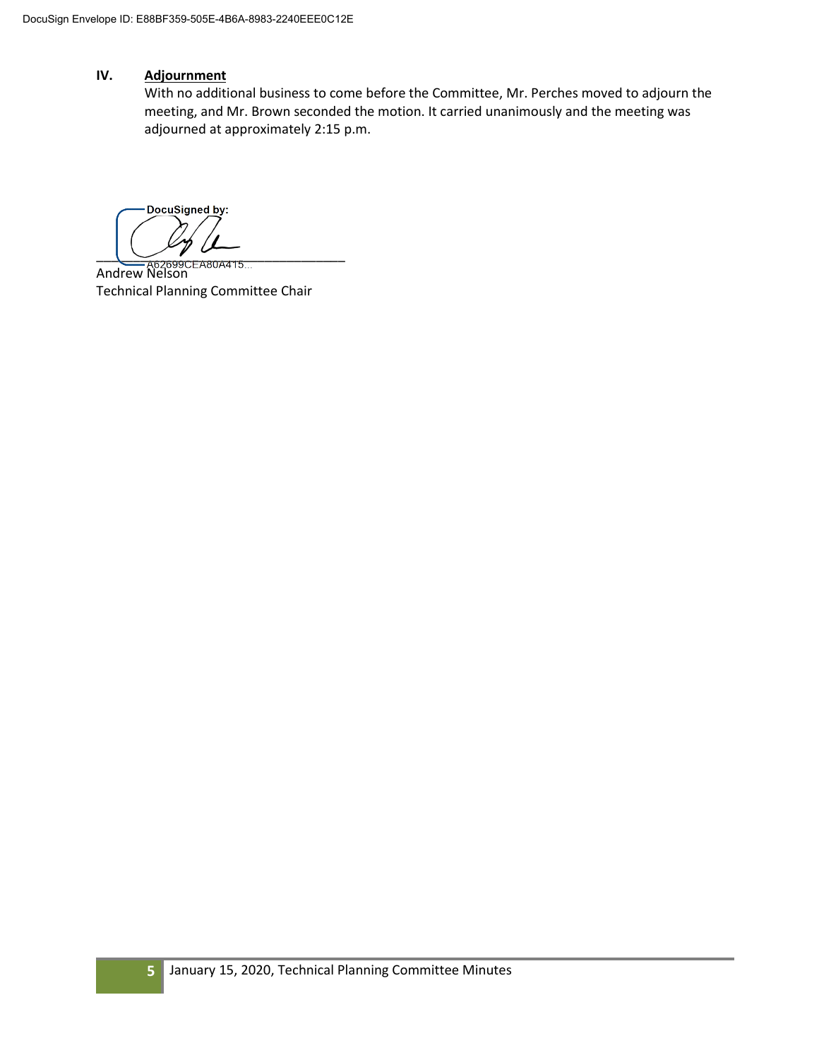**IV. Adjournment**

With no additional business to come before the Committee, Mr. Perches moved to adjourn the meeting, and Mr. Brown seconded the motion. It carried unanimously and the meeting was adjourned at approximately 2:15 p.m.

DocuSigned by:

A62699CEA80A415...

Andrew Nelson
Technical Planning Committee Chair